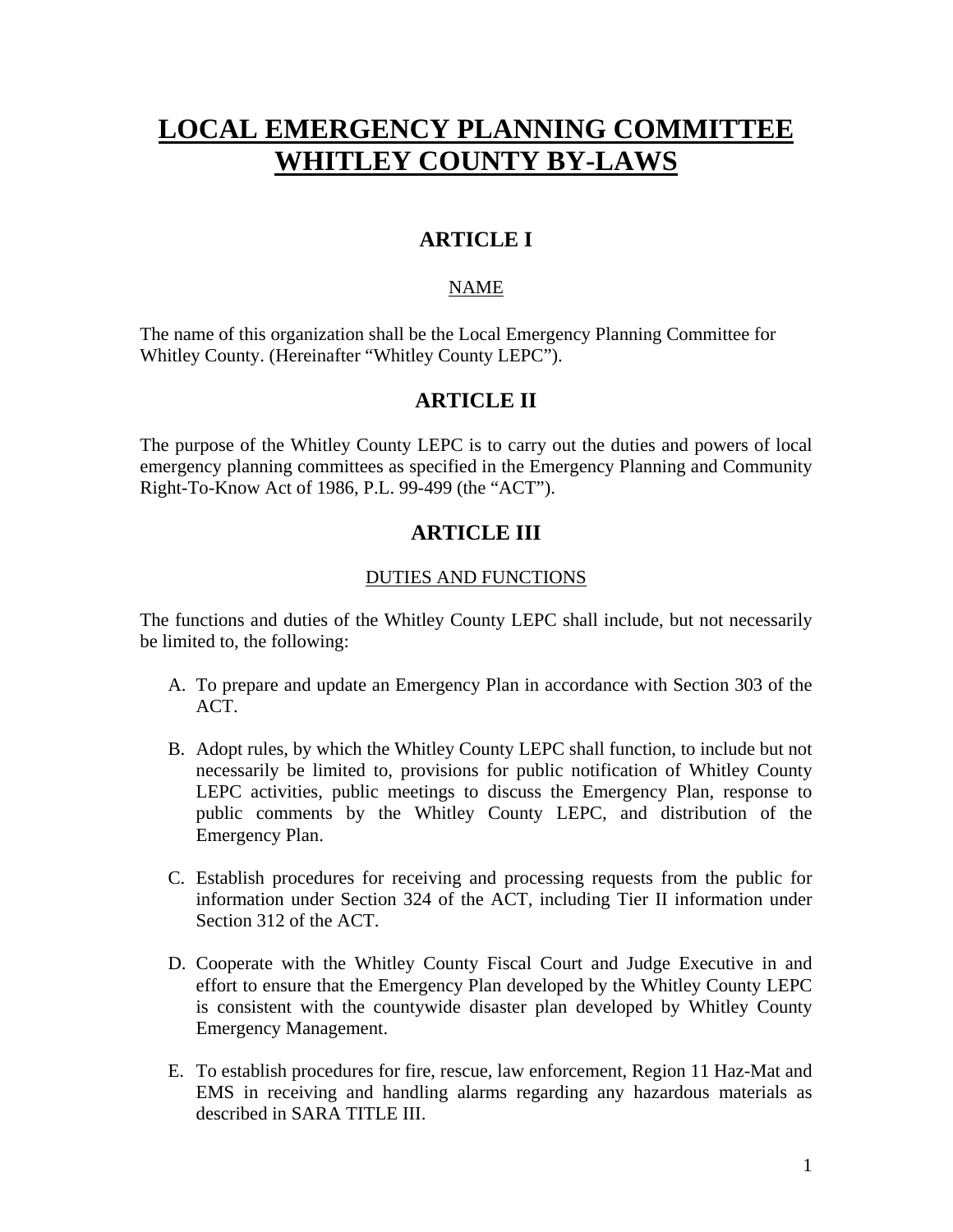# LOCAL EMERGENCY PLANNING COMMITTEE WHITLEY COUNTY BY-LAWS

## ARTICLE I

NAME

The name of this organization shall be the Local Emergency Planning Committee for Whitley County. (Hereinafter "Whitley County LEPC").

## ARTICLE II

The purpose of the Whitley County LEPC is to carry out the duties and powers of local emergency planning committees as specified in the Emergency Planning and Community Right-To-Know Act of 1986, P.L. 99-499 (the "ACT").

## ARTICLE III

DUTIES AND FUNCTIONS

The functions and duties of the Whitley County LEPC shall include, but not necessarily be limited to, the following:

A. To prepare and update an Emergency Plan in accordance with Section 303 of the ACT.

B. Adopt rules, by which the Whitley County LEPC shall function, to include but not necessarily be limited to, provisions for public notification of Whitley County LEPC activities, public meetings to discuss the Emergency Plan, response to public comments by the Whitley County LEPC, and distribution of the Emergency Plan.

C. Establish procedures for receiving and processing requests from the public for information under Section 324 of the ACT, including Tier II information under Section 312 of the ACT.

D. Cooperate with the Whitley County Fiscal Court and Judge Executive in and effort to ensure that the Emergency Plan developed by the Whitley County LEPC is consistent with the countywide disaster plan developed by Whitley County Emergency Management.

E. To establish procedures for fire, rescue, law enforcement, Region 11 Haz-Mat and EMS in receiving and handling alarms regarding any hazardous materials as described in SARA TITLE III.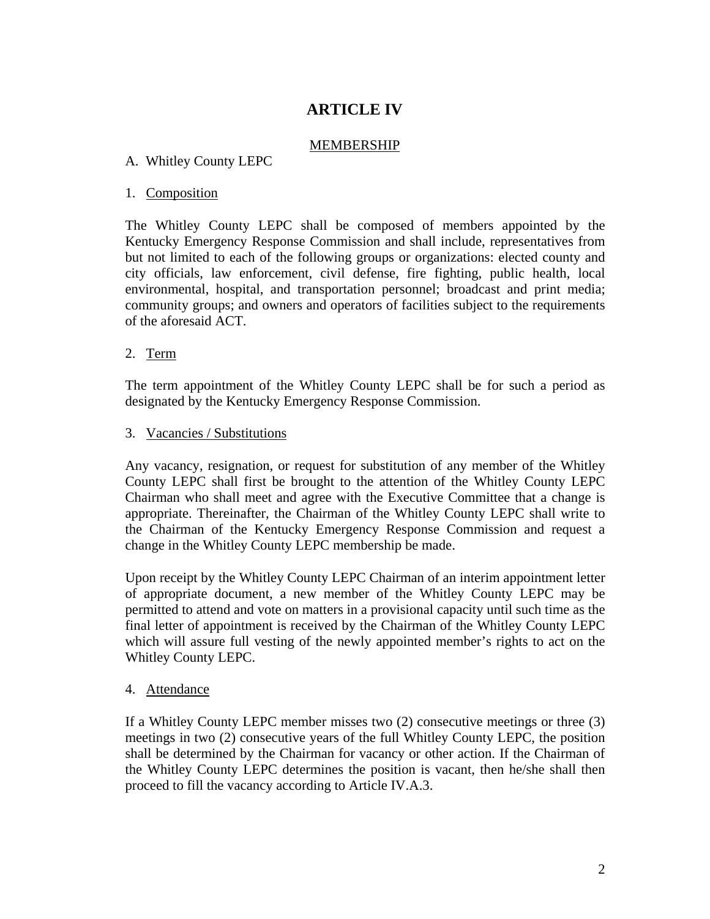# ARTICLE IV

## MEMBERSHIP

A. Whitley County LEPC

1. Composition

The Whitley County LEPC shall be composed of members appointed by the Kentucky Emergency Response Commission and shall include, representatives from but not limited to each of the following groups or organizations: elected county and city officials, law enforcement, civil defense, fire fighting, public health, local environmental, hospital, and transportation personnel; broadcast and print media; community groups; and owners and operators of facilities subject to the requirements of the aforesaid ACT.

2. Term

The term appointment of the Whitley County LEPC shall be for such a period as designated by the Kentucky Emergency Response Commission.

3. Vacancies / Substitutions

Any vacancy, resignation, or request for substitution of any member of the Whitley County LEPC shall first be brought to the attention of the Whitley County LEPC Chairman who shall meet and agree with the Executive Committee that a change is appropriate. Thereinafter, the Chairman of the Whitley County LEPC shall write to the Chairman of the Kentucky Emergency Response Commission and request a change in the Whitley County LEPC membership be made.

Upon receipt by the Whitley County LEPC Chairman of an interim appointment letter of appropriate document, a new member of the Whitley County LEPC may be permitted to attend and vote on matters in a provisional capacity until such time as the final letter of appointment is received by the Chairman of the Whitley County LEPC which will assure full vesting of the newly appointed member's rights to act on the Whitley County LEPC.

4. Attendance

If a Whitley County LEPC member misses two (2) consecutive meetings or three (3) meetings in two (2) consecutive years of the full Whitley County LEPC, the position shall be determined by the Chairman for vacancy or other action. If the Chairman of the Whitley County LEPC determines the position is vacant, then he/she shall then proceed to fill the vacancy according to Article IV.A.3.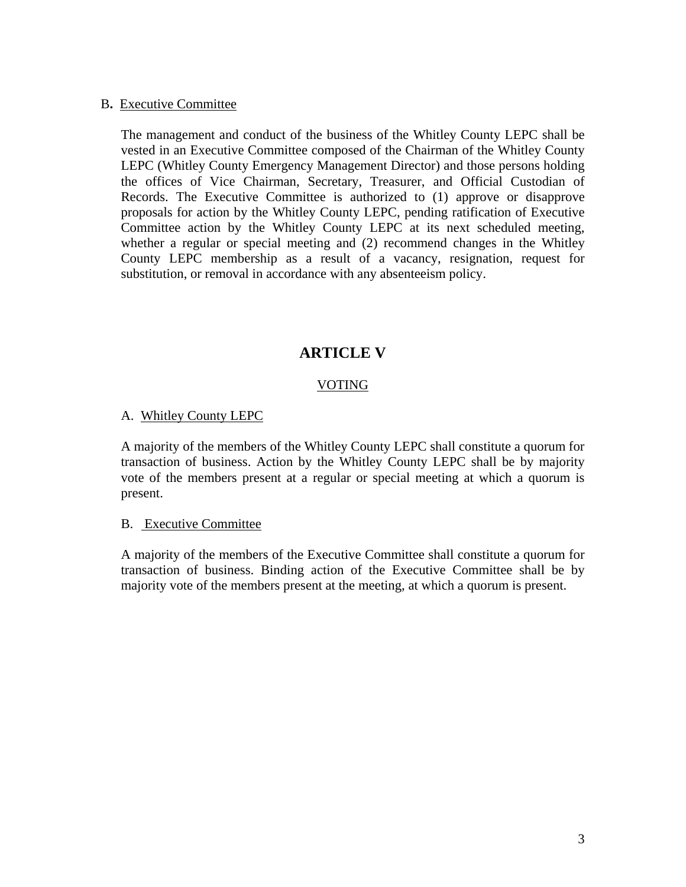B. Executive Committee

The management and conduct of the business of the Whitley County LEPC shall be vested in an Executive Committee composed of the Chairman of the Whitley County LEPC (Whitley County Emergency Management Director) and those persons holding the offices of Vice Chairman, Secretary, Treasurer, and Official Custodian of Records. The Executive Committee is authorized to (1) approve or disapprove proposals for action by the Whitley County LEPC, pending ratification of Executive Committee action by the Whitley County LEPC at its next scheduled meeting, whether a regular or special meeting and (2) recommend changes in the Whitley County LEPC membership as a result of a vacancy, resignation, request for substitution, or removal in accordance with any absenteeism policy.

# ARTICLE V

## VOTING

A. Whitley County LEPC

A majority of the members of the Whitley County LEPC shall constitute a quorum for transaction of business. Action by the Whitley County LEPC shall be by majority vote of the members present at a regular or special meeting at which a quorum is present.

B. Executive Committee

A majority of the members of the Executive Committee shall constitute a quorum for transaction of business. Binding action of the Executive Committee shall be by majority vote of the members present at the meeting, at which a quorum is present.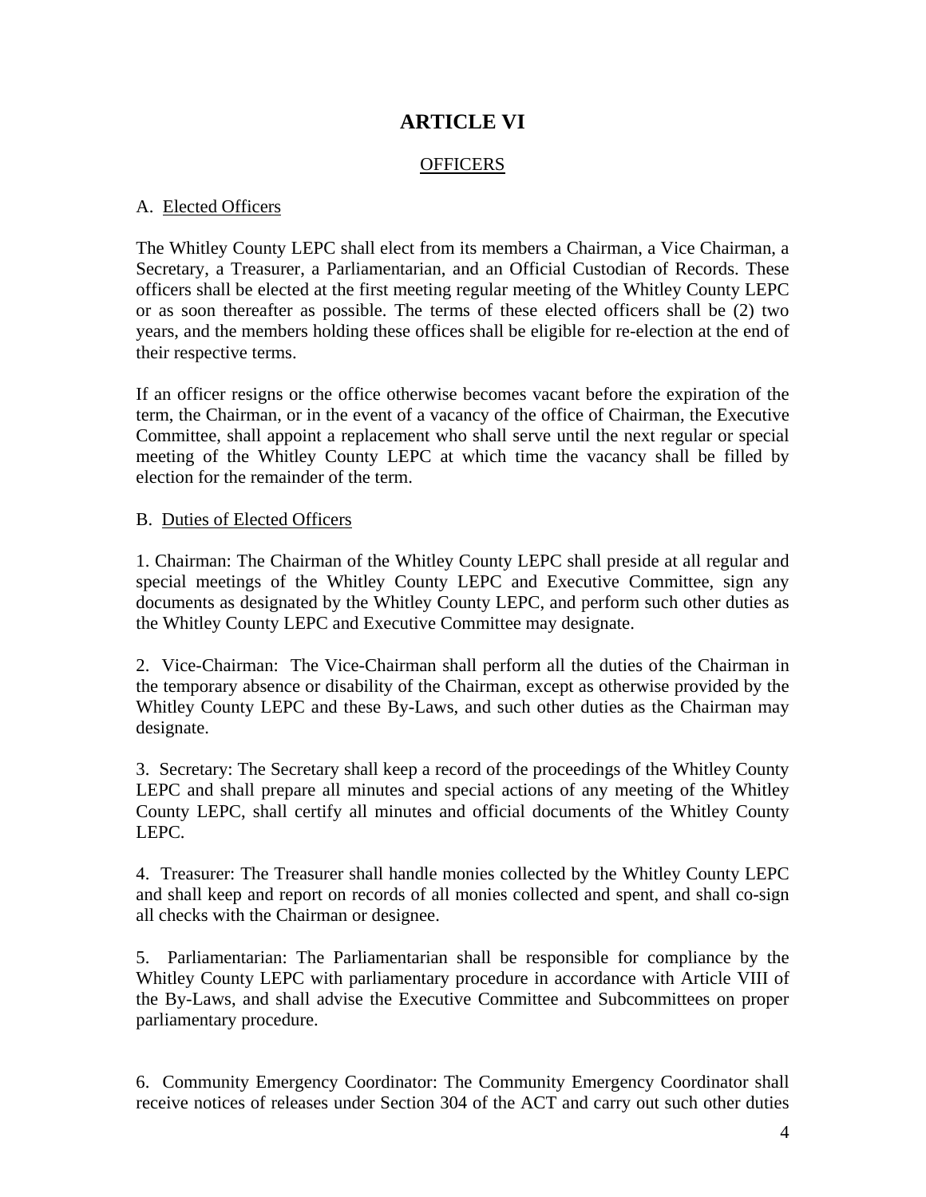# ARTICLE VI

## OFFICERS

A. Elected Officers

The Whitley County LEPC shall elect from its members a Chairman, a Vice Chairman, a Secretary, a Treasurer, a Parliamentarian, and an Official Custodian of Records. These officers shall be elected at the first meeting regular meeting of the Whitley County LEPC or as soon thereafter as possible. The terms of these elected officers shall be (2) two years, and the members holding these offices shall be eligible for re-election at the end of their respective terms.

If an officer resigns or the office otherwise becomes vacant before the expiration of the term, the Chairman, or in the event of a vacancy of the office of Chairman, the Executive Committee, shall appoint a replacement who shall serve until the next regular or special meeting of the Whitley County LEPC at which time the vacancy shall be filled by election for the remainder of the term.

B. Duties of Elected Officers

1. Chairman: The Chairman of the Whitley County LEPC shall preside at all regular and special meetings of the Whitley County LEPC and Executive Committee, sign any documents as designated by the Whitley County LEPC, and perform such other duties as the Whitley County LEPC and Executive Committee may designate.

2. Vice-Chairman: The Vice-Chairman shall perform all the duties of the Chairman in the temporary absence or disability of the Chairman, except as otherwise provided by the Whitley County LEPC and these By-Laws, and such other duties as the Chairman may designate.

3. Secretary: The Secretary shall keep a record of the proceedings of the Whitley County LEPC and shall prepare all minutes and special actions of any meeting of the Whitley County LEPC, shall certify all minutes and official documents of the Whitley County LEPC.

4. Treasurer: The Treasurer shall handle monies collected by the Whitley County LEPC and shall keep and report on records of all monies collected and spent, and shall co-sign all checks with the Chairman or designee.

5. Parliamentarian: The Parliamentarian shall be responsible for compliance by the Whitley County LEPC with parliamentary procedure in accordance with Article VIII of the By-Laws, and shall advise the Executive Committee and Subcommittees on proper parliamentary procedure.

6. Community Emergency Coordinator: The Community Emergency Coordinator shall receive notices of releases under Section 304 of the ACT and carry out such other duties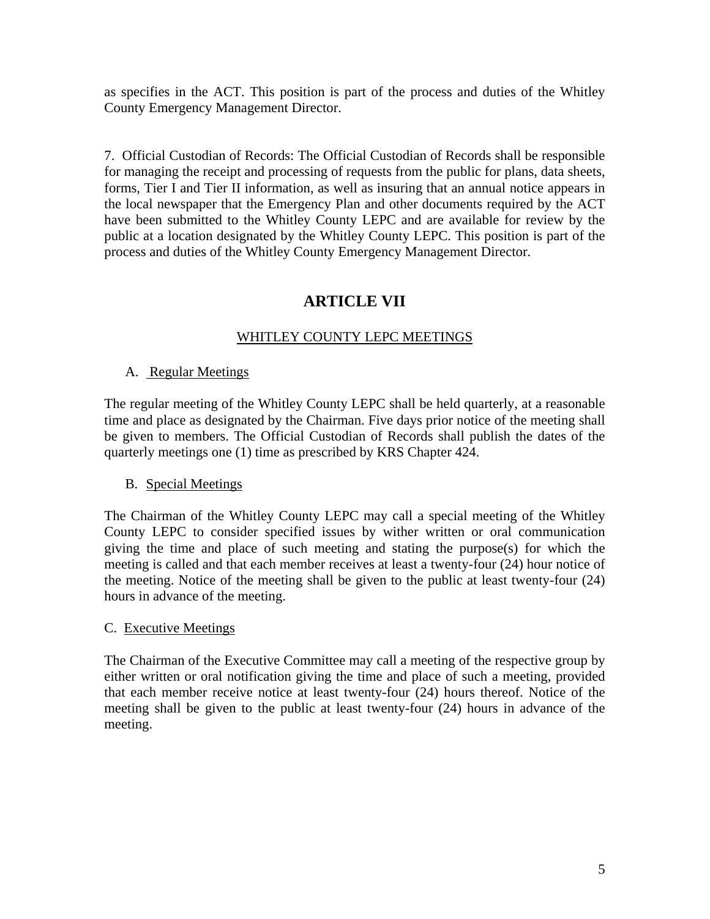as specifies in the ACT. This position is part of the process and duties of the Whitley County Emergency Management Director.

7. Official Custodian of Records: The Official Custodian of Records shall be responsible for managing the receipt and processing of requests from the public for plans, data sheets, forms, Tier I and Tier II information, as well as insuring that an annual notice appears in the local newspaper that the Emergency Plan and other documents required by the ACT have been submitted to the Whitley County LEPC and are available for review by the public at a location designated by the Whitley County LEPC. This position is part of the process and duties of the Whitley County Emergency Management Director.

## ARTICLE VII

### WHITLEY COUNTY LEPC MEETINGS

A. Regular Meetings

The regular meeting of the Whitley County LEPC shall be held quarterly, at a reasonable time and place as designated by the Chairman. Five days prior notice of the meeting shall be given to members. The Official Custodian of Records shall publish the dates of the quarterly meetings one (1) time as prescribed by KRS Chapter 424.

B. Special Meetings

The Chairman of the Whitley County LEPC may call a special meeting of the Whitley County LEPC to consider specified issues by wither written or oral communication giving the time and place of such meeting and stating the purpose(s) for which the meeting is called and that each member receives at least a twenty-four (24) hour notice of the meeting. Notice of the meeting shall be given to the public at least twenty-four (24) hours in advance of the meeting.

C. Executive Meetings

The Chairman of the Executive Committee may call a meeting of the respective group by either written or oral notification giving the time and place of such a meeting, provided that each member receive notice at least twenty-four (24) hours thereof. Notice of the meeting shall be given to the public at least twenty-four (24) hours in advance of the meeting.